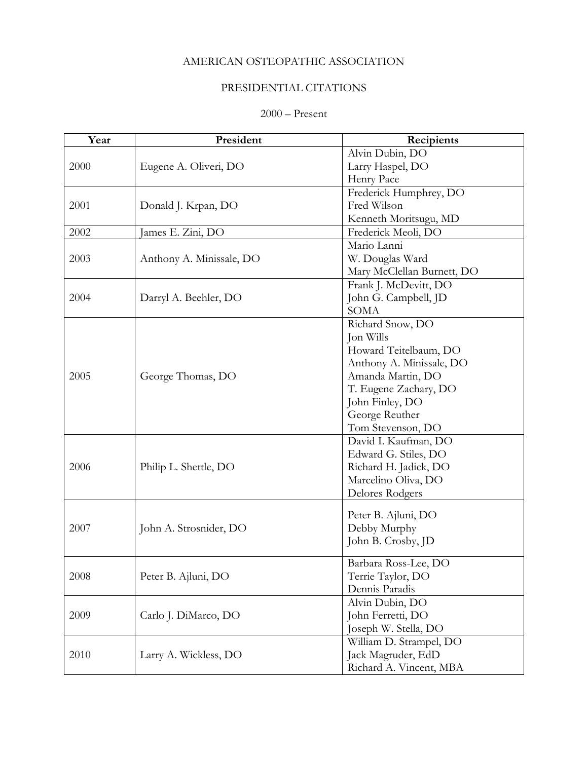# AMERICAN OSTEOPATHIC ASSOCIATION

## PRESIDENTIAL CITATIONS

### 2000 – Present

| Year | President | Recipients |
|---|---|---|
| 2000 | Eugene A. Oliveri, DO | Alvin Dubin, DO<br>Larry Haspel, DO<br>Henry Pace |
| 2001 | Donald J. Krpan, DO | Frederick Humphrey, DO<br>Fred Wilson<br>Kenneth Moritsugu, MD |
| 2002 | James E. Zini, DO | Frederick Meoli, DO |
| 2003 | Anthony A. Minissale, DO | Mario Lanni<br>W. Douglas Ward<br>Mary McClellan Burnett, DO |
| 2004 | Darryl A. Beehler, DO | Frank J. McDevitt, DO<br>John G. Campbell, JD<br>SOMA |
| 2005 | George Thomas, DO | Richard Snow, DO<br>Jon Wills<br>Howard Teitelbaum, DO<br>Anthony A. Minissale, DO<br>Amanda Martin, DO<br>T. Eugene Zachary, DO<br>John Finley, DO<br>George Reuther<br>Tom Stevenson, DO |
| 2006 | Philip L. Shettle, DO | David I. Kaufman, DO<br>Edward G. Stiles, DO<br>Richard H. Jadick, DO<br>Marcelino Oliva, DO<br>Delores Rodgers |
| 2007 | John A. Strosnider, DO | Peter B. Ajluni, DO<br>Debby Murphy<br>John B. Crosby, JD |
| 2008 | Peter B. Ajluni, DO | Barbara Ross-Lee, DO<br>Terrie Taylor, DO<br>Dennis Paradis |
| 2009 | Carlo J. DiMarco, DO | Alvin Dubin, DO<br>John Ferretti, DO<br>Joseph W. Stella, DO |
| 2010 | Larry A. Wickless, DO | William D. Strampel, DO<br>Jack Magruder, EdD<br>Richard A. Vincent, MBA |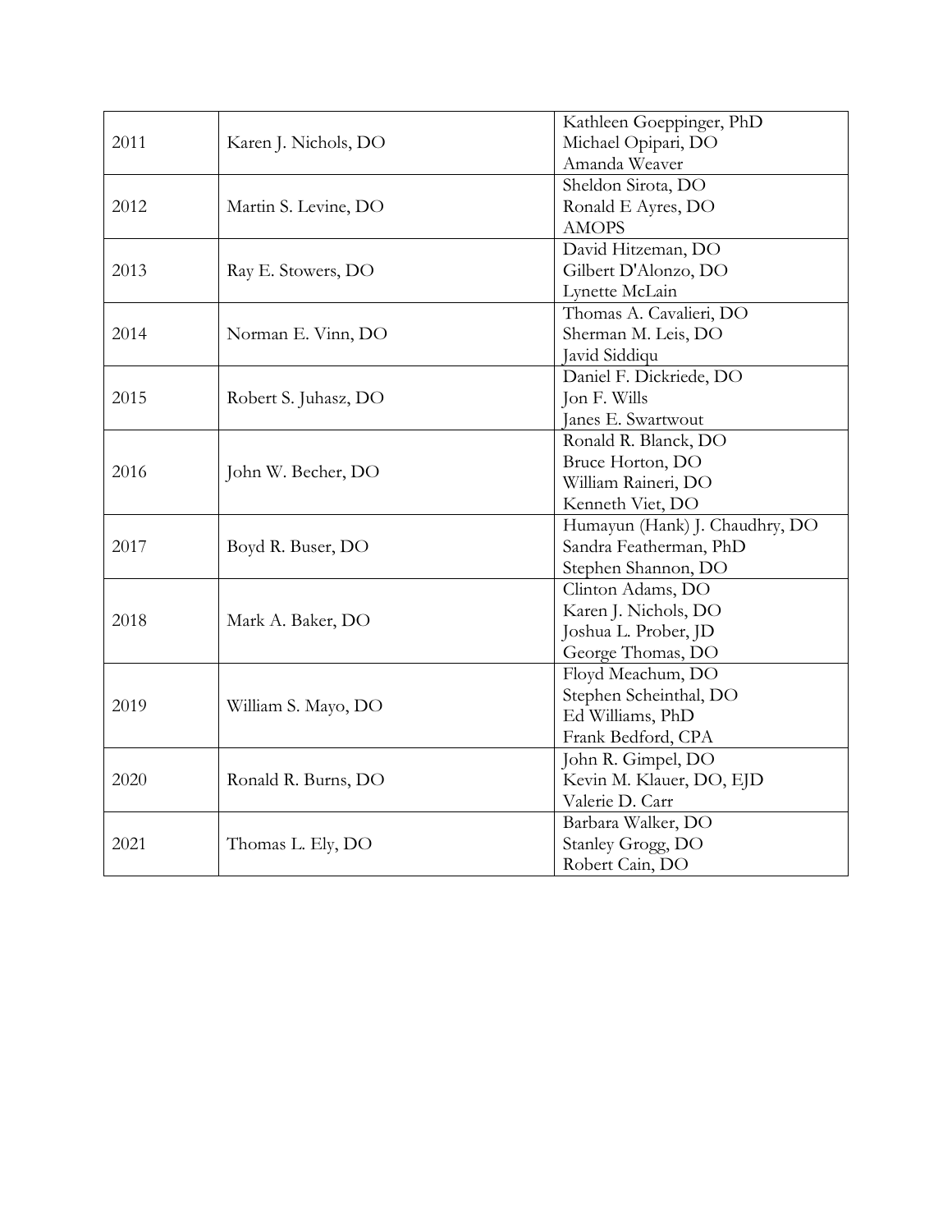| | | |
|---|---|---|
| 2011 | Karen J. Nichols, DO | Kathleen Goeppinger, PhD<br>Michael Opipari, DO<br>Amanda Weaver |
| 2012 | Martin S. Levine, DO | Sheldon Sirota, DO<br>Ronald E Ayres, DO<br>AMOPS |
| 2013 | Ray E. Stowers, DO | David Hitzeman, DO<br>Gilbert D'Alonzo, DO<br>Lynette McLain |
| 2014 | Norman E. Vinn, DO | Thomas A. Cavalieri, DO<br>Sherman M. Leis, DO<br>Javid Siddiqu |
| 2015 | Robert S. Juhasz, DO | Daniel F. Dickriede, DO<br>Jon F. Wills<br>Janes E. Swartwout |
| 2016 | John W. Becher, DO | Ronald R. Blanck, DO<br>Bruce Horton, DO<br>William Raineri, DO<br>Kenneth Viet, DO |
| 2017 | Boyd R. Buser, DO | Humayun (Hank) J. Chaudhry, DO<br>Sandra Featherman, PhD<br>Stephen Shannon, DO |
| 2018 | Mark A. Baker, DO | Clinton Adams, DO<br>Karen J. Nichols, DO<br>Joshua L. Prober, JD<br>George Thomas, DO |
| 2019 | William S. Mayo, DO | Floyd Meachum, DO<br>Stephen Scheinthal, DO<br>Ed Williams, PhD<br>Frank Bedford, CPA |
| 2020 | Ronald R. Burns, DO | John R. Gimpel, DO<br>Kevin M. Klauer, DO, EJD<br>Valerie D. Carr |
| 2021 | Thomas L. Ely, DO | Barbara Walker, DO<br>Stanley Grogg, DO<br>Robert Cain, DO |